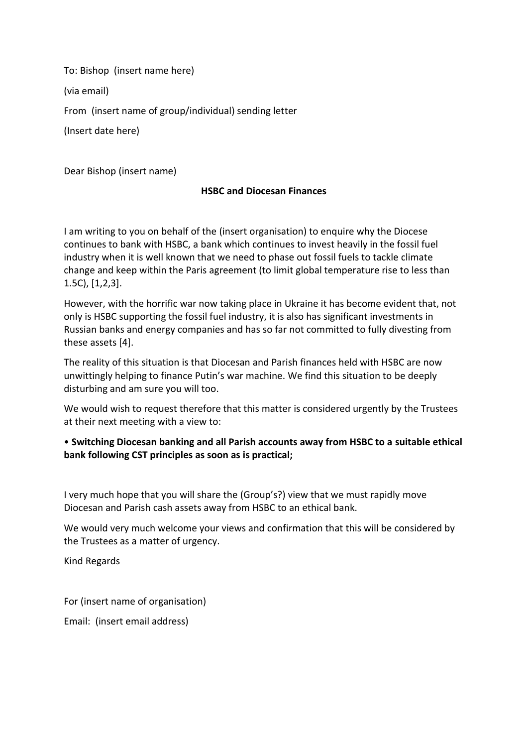To: Bishop (insert name here)

(via email)

From (insert name of group/individual) sending letter

(Insert date here)

Dear Bishop (insert name)

**HSBC and Diocesan Finances**

I am writing to you on behalf of the (insert organisation) to enquire why the Diocese continues to bank with HSBC, a bank which continues to invest heavily in the fossil fuel industry when it is well known that we need to phase out fossil fuels to tackle climate change and keep within the Paris agreement (to limit global temperature rise to less than 1.5C), [1,2,3].

However, with the horrific war now taking place in Ukraine it has become evident that, not only is HSBC supporting the fossil fuel industry, it is also has significant investments in Russian banks and energy companies and has so far not committed to fully divesting from these assets [4].

The reality of this situation is that Diocesan and Parish finances held with HSBC are now unwittingly helping to finance Putin's war machine. We find this situation to be deeply disturbing and am sure you will too.

We would wish to request therefore that this matter is considered urgently by the Trustees at their next meeting with a view to:

- **Switching Diocesan banking and all Parish accounts away from HSBC to a suitable ethical bank following CST principles as soon as is practical;**

I very much hope that you will share the (Group's?) view that we must rapidly move Diocesan and Parish cash assets away from HSBC to an ethical bank.

We would very much welcome your views and confirmation that this will be considered by the Trustees as a matter of urgency.

Kind Regards

For (insert name of organisation)

Email: (insert email address)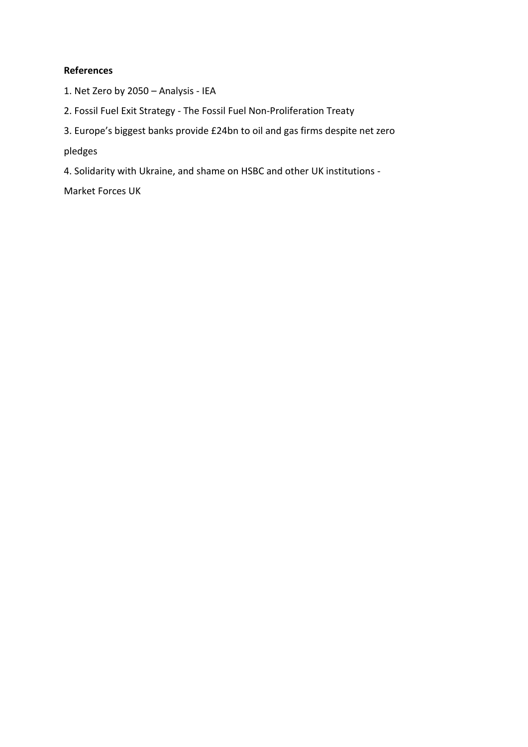**References**

1. Net Zero by 2050 – Analysis - IEA
2. Fossil Fuel Exit Strategy - The Fossil Fuel Non-Proliferation Treaty
3. Europe's biggest banks provide £24bn to oil and gas firms despite net zero pledges
4. Solidarity with Ukraine, and shame on HSBC and other UK institutions - Market Forces UK